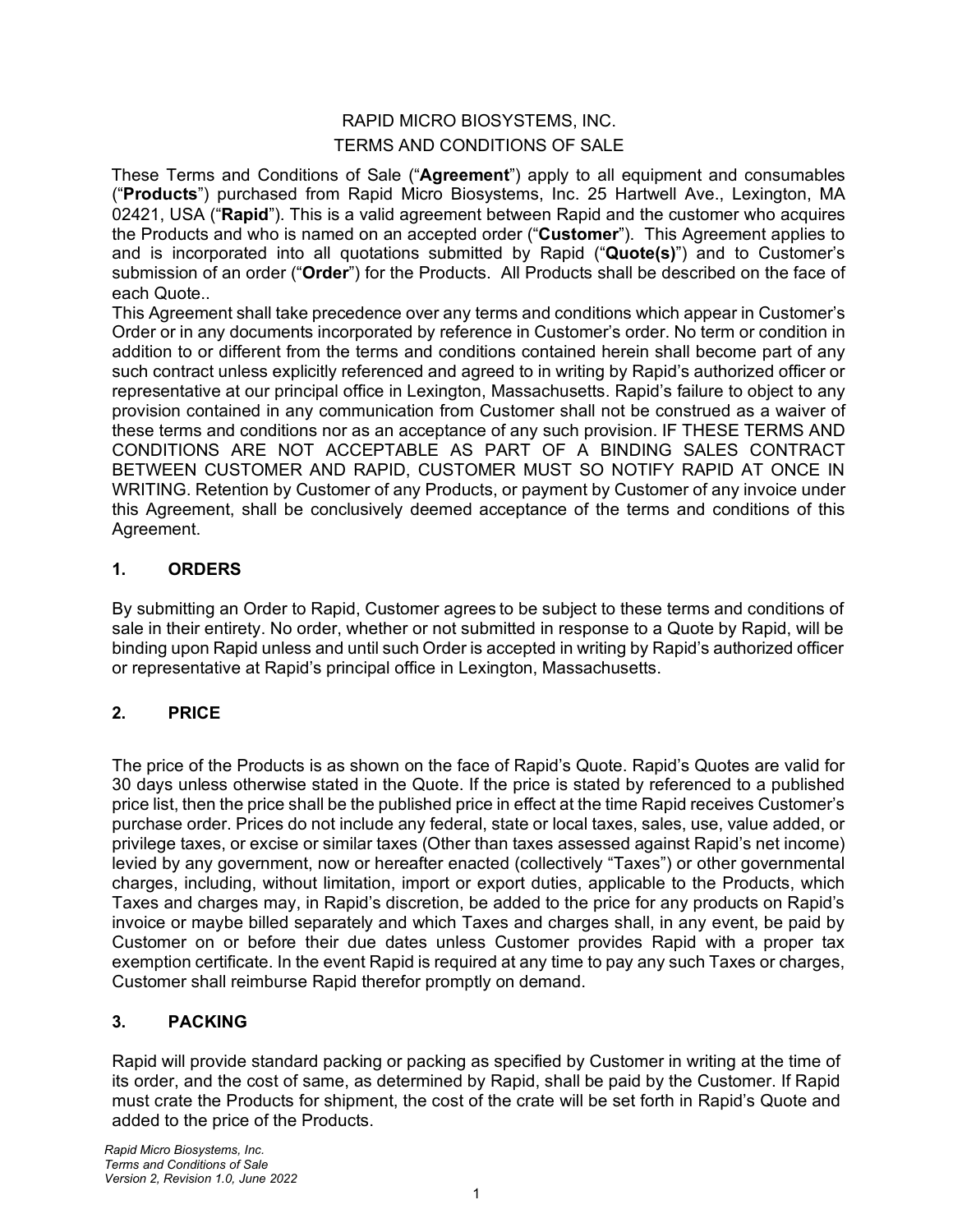# RAPID MICRO BIOSYSTEMS, INC.
# TERMS AND CONDITIONS OF SALE

These Terms and Conditions of Sale ("**Agreement**") apply to all equipment and consumables ("**Products**") purchased from Rapid Micro Biosystems, Inc. 25 Hartwell Ave., Lexington, MA 02421, USA ("**Rapid**"). This is a valid agreement between Rapid and the customer who acquires the Products and who is named on an accepted order ("**Customer**"). This Agreement applies to and is incorporated into all quotations submitted by Rapid ("**Quote(s)**") and to Customer's submission of an order ("**Order**") for the Products. All Products shall be described on the face of each Quote..

This Agreement shall take precedence over any terms and conditions which appear in Customer's Order or in any documents incorporated by reference in Customer's order. No term or condition in addition to or different from the terms and conditions contained herein shall become part of any such contract unless explicitly referenced and agreed to in writing by Rapid's authorized officer or representative at our principal office in Lexington, Massachusetts. Rapid's failure to object to any provision contained in any communication from Customer shall not be construed as a waiver of these terms and conditions nor as an acceptance of any such provision. IF THESE TERMS AND CONDITIONS ARE NOT ACCEPTABLE AS PART OF A BINDING SALES CONTRACT BETWEEN CUSTOMER AND RAPID, CUSTOMER MUST SO NOTIFY RAPID AT ONCE IN WRITING. Retention by Customer of any Products, or payment by Customer of any invoice under this Agreement, shall be conclusively deemed acceptance of the terms and conditions of this Agreement.

## 1. ORDERS

By submitting an Order to Rapid, Customer agrees to be subject to these terms and conditions of sale in their entirety. No order, whether or not submitted in response to a Quote by Rapid, will be binding upon Rapid unless and until such Order is accepted in writing by Rapid's authorized officer or representative at Rapid's principal office in Lexington, Massachusetts.

## 2. PRICE

The price of the Products is as shown on the face of Rapid's Quote. Rapid's Quotes are valid for 30 days unless otherwise stated in the Quote. If the price is stated by referenced to a published price list, then the price shall be the published price in effect at the time Rapid receives Customer's purchase order. Prices do not include any federal, state or local taxes, sales, use, value added, or privilege taxes, or excise or similar taxes (Other than taxes assessed against Rapid's net income) levied by any government, now or hereafter enacted (collectively "Taxes") or other governmental charges, including, without limitation, import or export duties, applicable to the Products, which Taxes and charges may, in Rapid's discretion, be added to the price for any products on Rapid's invoice or maybe billed separately and which Taxes and charges shall, in any event, be paid by Customer on or before their due dates unless Customer provides Rapid with a proper tax exemption certificate. In the event Rapid is required at any time to pay any such Taxes or charges, Customer shall reimburse Rapid therefor promptly on demand.

## 3. PACKING

Rapid will provide standard packing or packing as specified by Customer in writing at the time of its order, and the cost of same, as determined by Rapid, shall be paid by the Customer. If Rapid must crate the Products for shipment, the cost of the crate will be set forth in Rapid's Quote and added to the price of the Products.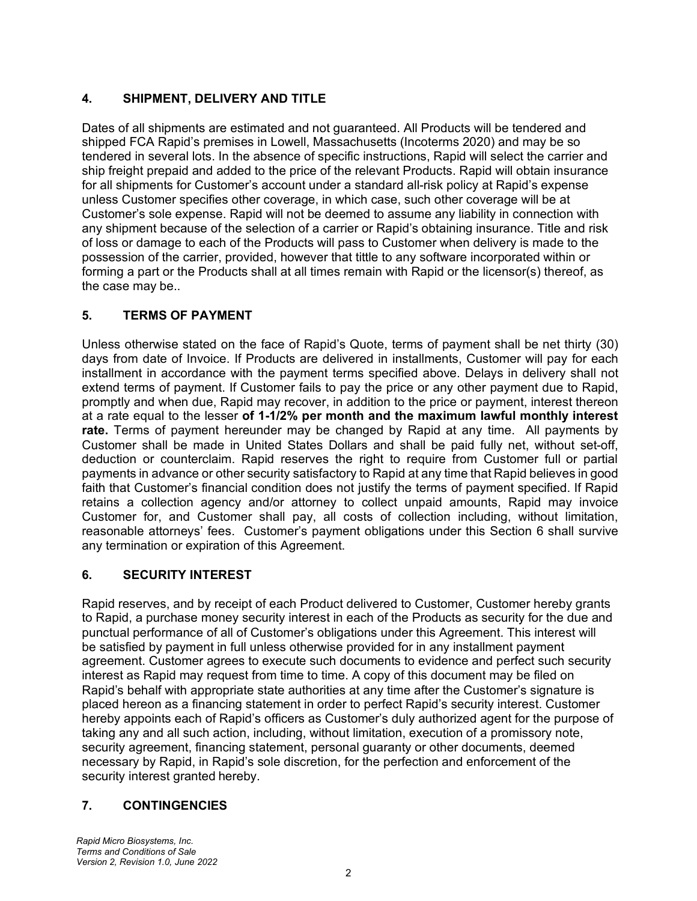## 4. SHIPMENT, DELIVERY AND TITLE

Dates of all shipments are estimated and not guaranteed. All Products will be tendered and shipped FCA Rapid's premises in Lowell, Massachusetts (Incoterms 2020) and may be so tendered in several lots. In the absence of specific instructions, Rapid will select the carrier and ship freight prepaid and added to the price of the relevant Products. Rapid will obtain insurance for all shipments for Customer's account under a standard all-risk policy at Rapid's expense unless Customer specifies other coverage, in which case, such other coverage will be at Customer's sole expense. Rapid will not be deemed to assume any liability in connection with any shipment because of the selection of a carrier or Rapid's obtaining insurance. Title and risk of loss or damage to each of the Products will pass to Customer when delivery is made to the possession of the carrier, provided, however that tittle to any software incorporated within or forming a part or the Products shall at all times remain with Rapid or the licensor(s) thereof, as the case may be..

## 5. TERMS OF PAYMENT

Unless otherwise stated on the face of Rapid's Quote, terms of payment shall be net thirty (30) days from date of Invoice. If Products are delivered in installments, Customer will pay for each installment in accordance with the payment terms specified above. Delays in delivery shall not extend terms of payment. If Customer fails to pay the price or any other payment due to Rapid, promptly and when due, Rapid may recover, in addition to the price or payment, interest thereon at a rate equal to the lesser **of 1-1/2% per month and the maximum lawful monthly interest rate.** Terms of payment hereunder may be changed by Rapid at any time. All payments by Customer shall be made in United States Dollars and shall be paid fully net, without set-off, deduction or counterclaim. Rapid reserves the right to require from Customer full or partial payments in advance or other security satisfactory to Rapid at any time that Rapid believes in good faith that Customer's financial condition does not justify the terms of payment specified. If Rapid retains a collection agency and/or attorney to collect unpaid amounts, Rapid may invoice Customer for, and Customer shall pay, all costs of collection including, without limitation, reasonable attorneys' fees. Customer's payment obligations under this Section 6 shall survive any termination or expiration of this Agreement.

## 6. SECURITY INTEREST

Rapid reserves, and by receipt of each Product delivered to Customer, Customer hereby grants to Rapid, a purchase money security interest in each of the Products as security for the due and punctual performance of all of Customer's obligations under this Agreement. This interest will be satisfied by payment in full unless otherwise provided for in any installment payment agreement. Customer agrees to execute such documents to evidence and perfect such security interest as Rapid may request from time to time. A copy of this document may be filed on Rapid's behalf with appropriate state authorities at any time after the Customer's signature is placed hereon as a financing statement in order to perfect Rapid's security interest. Customer hereby appoints each of Rapid's officers as Customer's duly authorized agent for the purpose of taking any and all such action, including, without limitation, execution of a promissory note, security agreement, financing statement, personal guaranty or other documents, deemed necessary by Rapid, in Rapid's sole discretion, for the perfection and enforcement of the security interest granted hereby.

## 7. CONTINGENCIES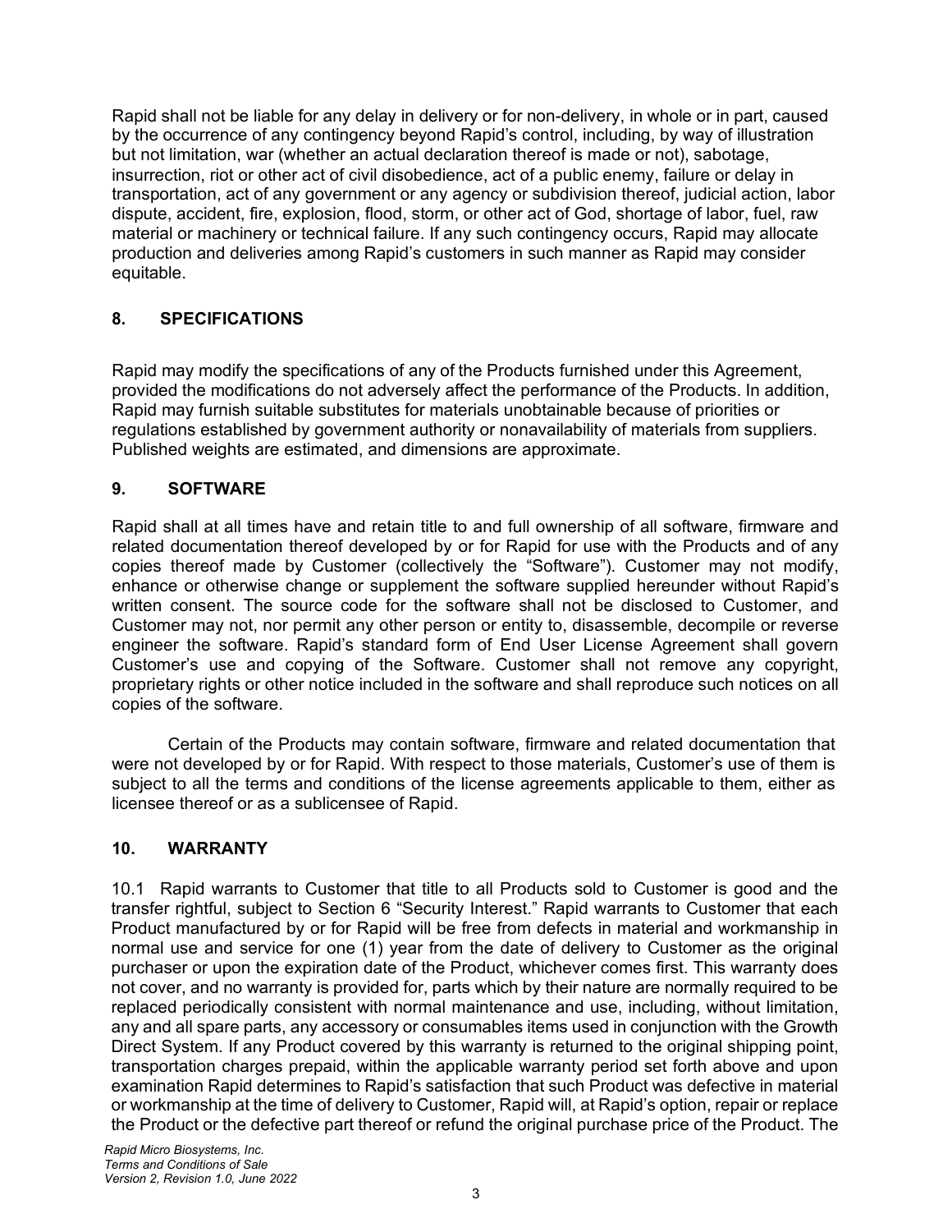Rapid shall not be liable for any delay in delivery or for non-delivery, in whole or in part, caused by the occurrence of any contingency beyond Rapid's control, including, by way of illustration but not limitation, war (whether an actual declaration thereof is made or not), sabotage, insurrection, riot or other act of civil disobedience, act of a public enemy, failure or delay in transportation, act of any government or any agency or subdivision thereof, judicial action, labor dispute, accident, fire, explosion, flood, storm, or other act of God, shortage of labor, fuel, raw material or machinery or technical failure. If any such contingency occurs, Rapid may allocate production and deliveries among Rapid's customers in such manner as Rapid may consider equitable.

## 8. SPECIFICATIONS

Rapid may modify the specifications of any of the Products furnished under this Agreement, provided the modifications do not adversely affect the performance of the Products. In addition, Rapid may furnish suitable substitutes for materials unobtainable because of priorities or regulations established by government authority or nonavailability of materials from suppliers. Published weights are estimated, and dimensions are approximate.

## 9. SOFTWARE

Rapid shall at all times have and retain title to and full ownership of all software, firmware and related documentation thereof developed by or for Rapid for use with the Products and of any copies thereof made by Customer (collectively the "Software"). Customer may not modify, enhance or otherwise change or supplement the software supplied hereunder without Rapid's written consent. The source code for the software shall not be disclosed to Customer, and Customer may not, nor permit any other person or entity to, disassemble, decompile or reverse engineer the software. Rapid's standard form of End User License Agreement shall govern Customer's use and copying of the Software. Customer shall not remove any copyright, proprietary rights or other notice included in the software and shall reproduce such notices on all copies of the software.

Certain of the Products may contain software, firmware and related documentation that were not developed by or for Rapid. With respect to those materials, Customer's use of them is subject to all the terms and conditions of the license agreements applicable to them, either as licensee thereof or as a sublicensee of Rapid.

## 10. WARRANTY

10.1 Rapid warrants to Customer that title to all Products sold to Customer is good and the transfer rightful, subject to Section 6 "Security Interest." Rapid warrants to Customer that each Product manufactured by or for Rapid will be free from defects in material and workmanship in normal use and service for one (1) year from the date of delivery to Customer as the original purchaser or upon the expiration date of the Product, whichever comes first. This warranty does not cover, and no warranty is provided for, parts which by their nature are normally required to be replaced periodically consistent with normal maintenance and use, including, without limitation, any and all spare parts, any accessory or consumables items used in conjunction with the Growth Direct System. If any Product covered by this warranty is returned to the original shipping point, transportation charges prepaid, within the applicable warranty period set forth above and upon examination Rapid determines to Rapid's satisfaction that such Product was defective in material or workmanship at the time of delivery to Customer, Rapid will, at Rapid's option, repair or replace the Product or the defective part thereof or refund the original purchase price of the Product. The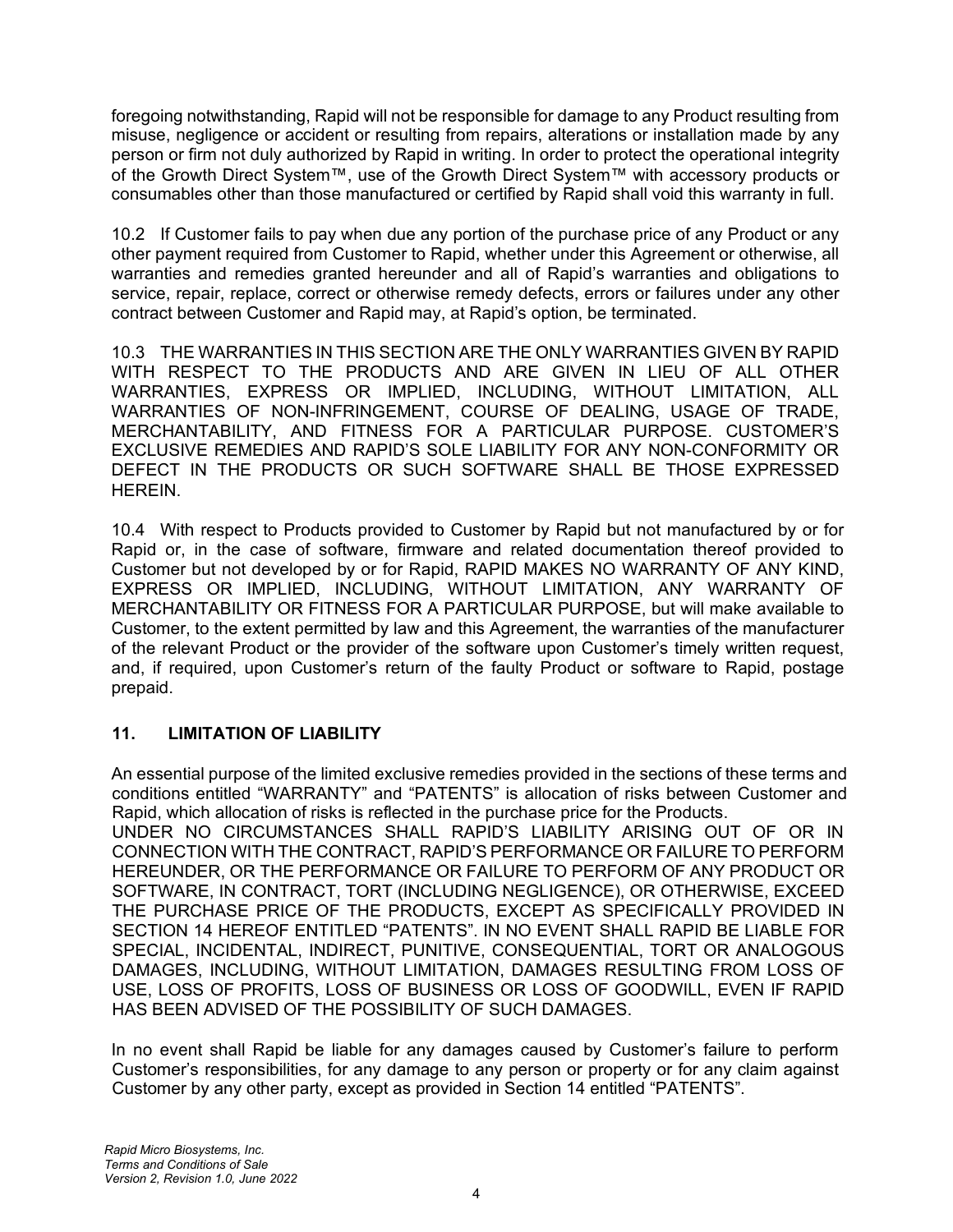foregoing notwithstanding, Rapid will not be responsible for damage to any Product resulting from misuse, negligence or accident or resulting from repairs, alterations or installation made by any person or firm not duly authorized by Rapid in writing. In order to protect the operational integrity of the Growth Direct System™, use of the Growth Direct System™ with accessory products or consumables other than those manufactured or certified by Rapid shall void this warranty in full.

10.2 If Customer fails to pay when due any portion of the purchase price of any Product or any other payment required from Customer to Rapid, whether under this Agreement or otherwise, all warranties and remedies granted hereunder and all of Rapid's warranties and obligations to service, repair, replace, correct or otherwise remedy defects, errors or failures under any other contract between Customer and Rapid may, at Rapid's option, be terminated.

10.3 THE WARRANTIES IN THIS SECTION ARE THE ONLY WARRANTIES GIVEN BY RAPID WITH RESPECT TO THE PRODUCTS AND ARE GIVEN IN LIEU OF ALL OTHER WARRANTIES, EXPRESS OR IMPLIED, INCLUDING, WITHOUT LIMITATION, ALL WARRANTIES OF NON-INFRINGEMENT, COURSE OF DEALING, USAGE OF TRADE, MERCHANTABILITY, AND FITNESS FOR A PARTICULAR PURPOSE. CUSTOMER'S EXCLUSIVE REMEDIES AND RAPID'S SOLE LIABILITY FOR ANY NON-CONFORMITY OR DEFECT IN THE PRODUCTS OR SUCH SOFTWARE SHALL BE THOSE EXPRESSED HEREIN.

10.4 With respect to Products provided to Customer by Rapid but not manufactured by or for Rapid or, in the case of software, firmware and related documentation thereof provided to Customer but not developed by or for Rapid, RAPID MAKES NO WARRANTY OF ANY KIND, EXPRESS OR IMPLIED, INCLUDING, WITHOUT LIMITATION, ANY WARRANTY OF MERCHANTABILITY OR FITNESS FOR A PARTICULAR PURPOSE, but will make available to Customer, to the extent permitted by law and this Agreement, the warranties of the manufacturer of the relevant Product or the provider of the software upon Customer's timely written request, and, if required, upon Customer's return of the faulty Product or software to Rapid, postage prepaid.

## 11. LIMITATION OF LIABILITY

An essential purpose of the limited exclusive remedies provided in the sections of these terms and conditions entitled "WARRANTY" and "PATENTS" is allocation of risks between Customer and Rapid, which allocation of risks is reflected in the purchase price for the Products.
UNDER NO CIRCUMSTANCES SHALL RAPID'S LIABILITY ARISING OUT OF OR IN CONNECTION WITH THE CONTRACT, RAPID'S PERFORMANCE OR FAILURE TO PERFORM HEREUNDER, OR THE PERFORMANCE OR FAILURE TO PERFORM OF ANY PRODUCT OR SOFTWARE, IN CONTRACT, TORT (INCLUDING NEGLIGENCE), OR OTHERWISE, EXCEED THE PURCHASE PRICE OF THE PRODUCTS, EXCEPT AS SPECIFICALLY PROVIDED IN SECTION 14 HEREOF ENTITLED "PATENTS". IN NO EVENT SHALL RAPID BE LIABLE FOR SPECIAL, INCIDENTAL, INDIRECT, PUNITIVE, CONSEQUENTIAL, TORT OR ANALOGOUS DAMAGES, INCLUDING, WITHOUT LIMITATION, DAMAGES RESULTING FROM LOSS OF USE, LOSS OF PROFITS, LOSS OF BUSINESS OR LOSS OF GOODWILL, EVEN IF RAPID HAS BEEN ADVISED OF THE POSSIBILITY OF SUCH DAMAGES.

In no event shall Rapid be liable for any damages caused by Customer's failure to perform Customer's responsibilities, for any damage to any person or property or for any claim against Customer by any other party, except as provided in Section 14 entitled "PATENTS".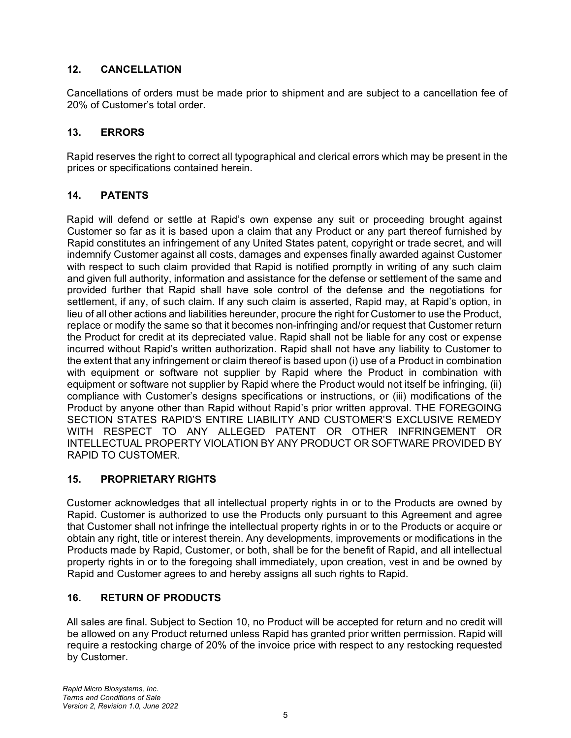## 12. CANCELLATION

Cancellations of orders must be made prior to shipment and are subject to a cancellation fee of 20% of Customer's total order.

## 13. ERRORS

Rapid reserves the right to correct all typographical and clerical errors which may be present in the prices or specifications contained herein.

## 14. PATENTS

Rapid will defend or settle at Rapid's own expense any suit or proceeding brought against Customer so far as it is based upon a claim that any Product or any part thereof furnished by Rapid constitutes an infringement of any United States patent, copyright or trade secret, and will indemnify Customer against all costs, damages and expenses finally awarded against Customer with respect to such claim provided that Rapid is notified promptly in writing of any such claim and given full authority, information and assistance for the defense or settlement of the same and provided further that Rapid shall have sole control of the defense and the negotiations for settlement, if any, of such claim. If any such claim is asserted, Rapid may, at Rapid's option, in lieu of all other actions and liabilities hereunder, procure the right for Customer to use the Product, replace or modify the same so that it becomes non-infringing and/or request that Customer return the Product for credit at its depreciated value. Rapid shall not be liable for any cost or expense incurred without Rapid's written authorization. Rapid shall not have any liability to Customer to the extent that any infringement or claim thereof is based upon (i) use of a Product in combination with equipment or software not supplier by Rapid where the Product in combination with equipment or software not supplier by Rapid where the Product would not itself be infringing, (ii) compliance with Customer's designs specifications or instructions, or (iii) modifications of the Product by anyone other than Rapid without Rapid's prior written approval. THE FOREGOING SECTION STATES RAPID'S ENTIRE LIABILITY AND CUSTOMER'S EXCLUSIVE REMEDY WITH RESPECT TO ANY ALLEGED PATENT OR OTHER INFRINGEMENT OR INTELLECTUAL PROPERTY VIOLATION BY ANY PRODUCT OR SOFTWARE PROVIDED BY RAPID TO CUSTOMER.

## 15. PROPRIETARY RIGHTS

Customer acknowledges that all intellectual property rights in or to the Products are owned by Rapid. Customer is authorized to use the Products only pursuant to this Agreement and agree that Customer shall not infringe the intellectual property rights in or to the Products or acquire or obtain any right, title or interest therein. Any developments, improvements or modifications in the Products made by Rapid, Customer, or both, shall be for the benefit of Rapid, and all intellectual property rights in or to the foregoing shall immediately, upon creation, vest in and be owned by Rapid and Customer agrees to and hereby assigns all such rights to Rapid.

## 16. RETURN OF PRODUCTS

All sales are final. Subject to Section 10, no Product will be accepted for return and no credit will be allowed on any Product returned unless Rapid has granted prior written permission. Rapid will require a restocking charge of 20% of the invoice price with respect to any restocking requested by Customer.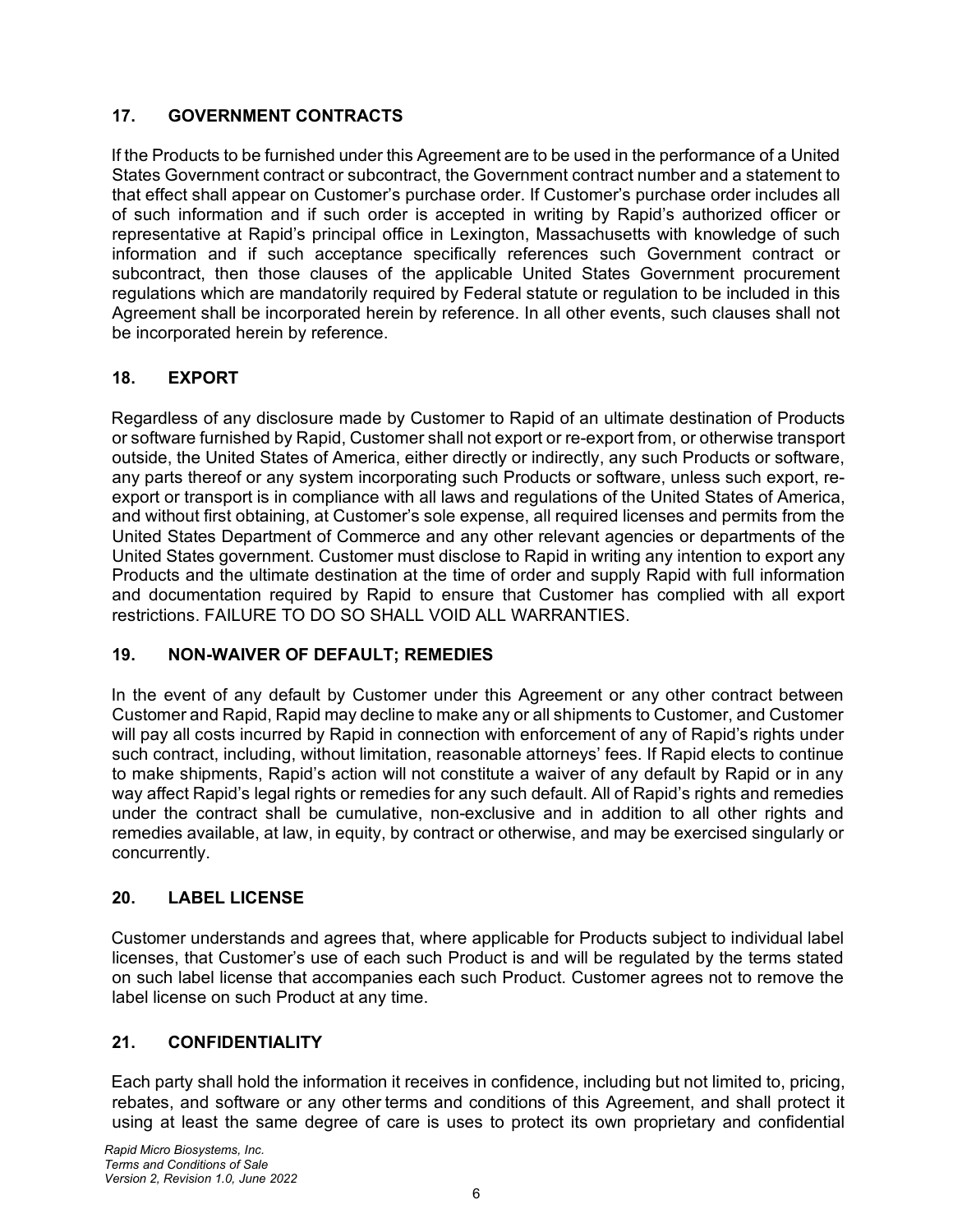## 17. GOVERNMENT CONTRACTS

If the Products to be furnished under this Agreement are to be used in the performance of a United States Government contract or subcontract, the Government contract number and a statement to that effect shall appear on Customer's purchase order. If Customer's purchase order includes all of such information and if such order is accepted in writing by Rapid's authorized officer or representative at Rapid's principal office in Lexington, Massachusetts with knowledge of such information and if such acceptance specifically references such Government contract or subcontract, then those clauses of the applicable United States Government procurement regulations which are mandatorily required by Federal statute or regulation to be included in this Agreement shall be incorporated herein by reference. In all other events, such clauses shall not be incorporated herein by reference.

## 18. EXPORT

Regardless of any disclosure made by Customer to Rapid of an ultimate destination of Products or software furnished by Rapid, Customer shall not export or re-export from, or otherwise transport outside, the United States of America, either directly or indirectly, any such Products or software, any parts thereof or any system incorporating such Products or software, unless such export, re-export or transport is in compliance with all laws and regulations of the United States of America, and without first obtaining, at Customer's sole expense, all required licenses and permits from the United States Department of Commerce and any other relevant agencies or departments of the United States government. Customer must disclose to Rapid in writing any intention to export any Products and the ultimate destination at the time of order and supply Rapid with full information and documentation required by Rapid to ensure that Customer has complied with all export restrictions. FAILURE TO DO SO SHALL VOID ALL WARRANTIES.

## 19. NON-WAIVER OF DEFAULT; REMEDIES

In the event of any default by Customer under this Agreement or any other contract between Customer and Rapid, Rapid may decline to make any or all shipments to Customer, and Customer will pay all costs incurred by Rapid in connection with enforcement of any of Rapid's rights under such contract, including, without limitation, reasonable attorneys' fees. If Rapid elects to continue to make shipments, Rapid's action will not constitute a waiver of any default by Rapid or in any way affect Rapid's legal rights or remedies for any such default. All of Rapid's rights and remedies under the contract shall be cumulative, non-exclusive and in addition to all other rights and remedies available, at law, in equity, by contract or otherwise, and may be exercised singularly or concurrently.

## 20. LABEL LICENSE

Customer understands and agrees that, where applicable for Products subject to individual label licenses, that Customer's use of each such Product is and will be regulated by the terms stated on such label license that accompanies each such Product. Customer agrees not to remove the label license on such Product at any time.

## 21. CONFIDENTIALITY

Each party shall hold the information it receives in confidence, including but not limited to, pricing, rebates, and software or any other terms and conditions of this Agreement, and shall protect it using at least the same degree of care is uses to protect its own proprietary and confidential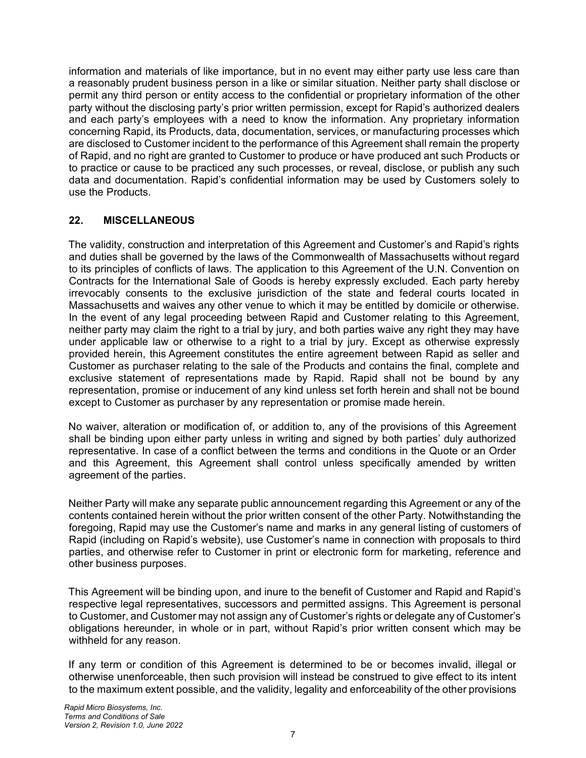information and materials of like importance, but in no event may either party use less care than a reasonably prudent business person in a like or similar situation. Neither party shall disclose or permit any third person or entity access to the confidential or proprietary information of the other party without the disclosing party's prior written permission, except for Rapid's authorized dealers and each party's employees with a need to know the information. Any proprietary information concerning Rapid, its Products, data, documentation, services, or manufacturing processes which are disclosed to Customer incident to the performance of this Agreement shall remain the property of Rapid, and no right are granted to Customer to produce or have produced ant such Products or to practice or cause to be practiced any such processes, or reveal, disclose, or publish any such data and documentation. Rapid's confidential information may be used by Customers solely to use the Products.

## 22. MISCELLANEOUS

The validity, construction and interpretation of this Agreement and Customer's and Rapid's rights and duties shall be governed by the laws of the Commonwealth of Massachusetts without regard to its principles of conflicts of laws. The application to this Agreement of the U.N. Convention on Contracts for the International Sale of Goods is hereby expressly excluded. Each party hereby irrevocably consents to the exclusive jurisdiction of the state and federal courts located in Massachusetts and waives any other venue to which it may be entitled by domicile or otherwise. In the event of any legal proceeding between Rapid and Customer relating to this Agreement, neither party may claim the right to a trial by jury, and both parties waive any right they may have under applicable law or otherwise to a right to a trial by jury. Except as otherwise expressly provided herein, this Agreement constitutes the entire agreement between Rapid as seller and Customer as purchaser relating to the sale of the Products and contains the final, complete and exclusive statement of representations made by Rapid. Rapid shall not be bound by any representation, promise or inducement of any kind unless set forth herein and shall not be bound except to Customer as purchaser by any representation or promise made herein.

No waiver, alteration or modification of, or addition to, any of the provisions of this Agreement shall be binding upon either party unless in writing and signed by both parties' duly authorized representative. In case of a conflict between the terms and conditions in the Quote or an Order and this Agreement, this Agreement shall control unless specifically amended by written agreement of the parties.

Neither Party will make any separate public announcement regarding this Agreement or any of the contents contained herein without the prior written consent of the other Party. Notwithstanding the foregoing, Rapid may use the Customer's name and marks in any general listing of customers of Rapid (including on Rapid's website), use Customer's name in connection with proposals to third parties, and otherwise refer to Customer in print or electronic form for marketing, reference and other business purposes.

This Agreement will be binding upon, and inure to the benefit of Customer and Rapid and Rapid's respective legal representatives, successors and permitted assigns. This Agreement is personal to Customer, and Customer may not assign any of Customer's rights or delegate any of Customer's obligations hereunder, in whole or in part, without Rapid's prior written consent which may be withheld for any reason.

If any term or condition of this Agreement is determined to be or becomes invalid, illegal or otherwise unenforceable, then such provision will instead be construed to give effect to its intent to the maximum extent possible, and the validity, legality and enforceability of the other provisions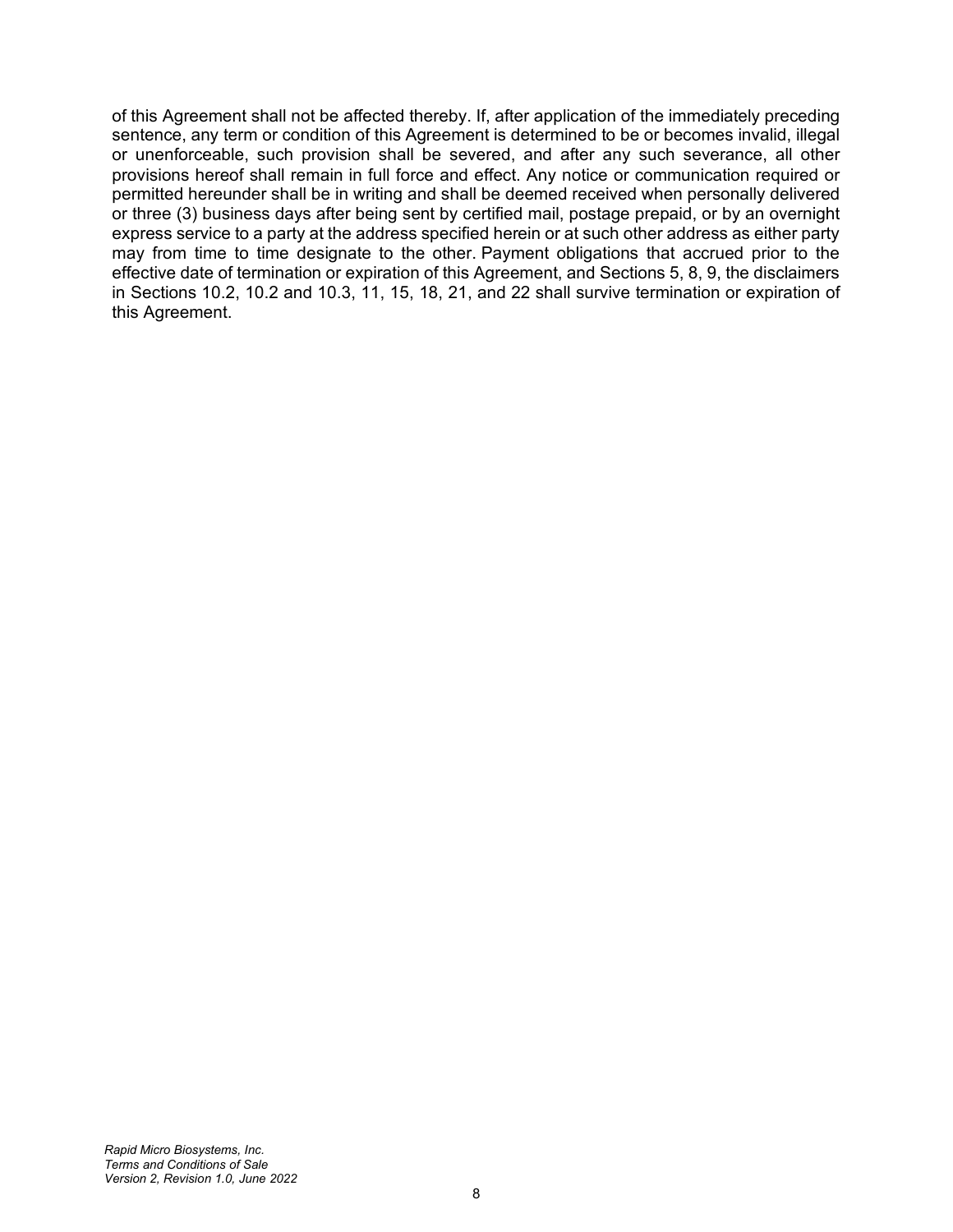of this Agreement shall not be affected thereby. If, after application of the immediately preceding sentence, any term or condition of this Agreement is determined to be or becomes invalid, illegal or unenforceable, such provision shall be severed, and after any such severance, all other provisions hereof shall remain in full force and effect. Any notice or communication required or permitted hereunder shall be in writing and shall be deemed received when personally delivered or three (3) business days after being sent by certified mail, postage prepaid, or by an overnight express service to a party at the address specified herein or at such other address as either party may from time to time designate to the other. Payment obligations that accrued prior to the effective date of termination or expiration of this Agreement, and Sections 5, 8, 9, the disclaimers in Sections 10.2, 10.2 and 10.3, 11, 15, 18, 21, and 22 shall survive termination or expiration of this Agreement.